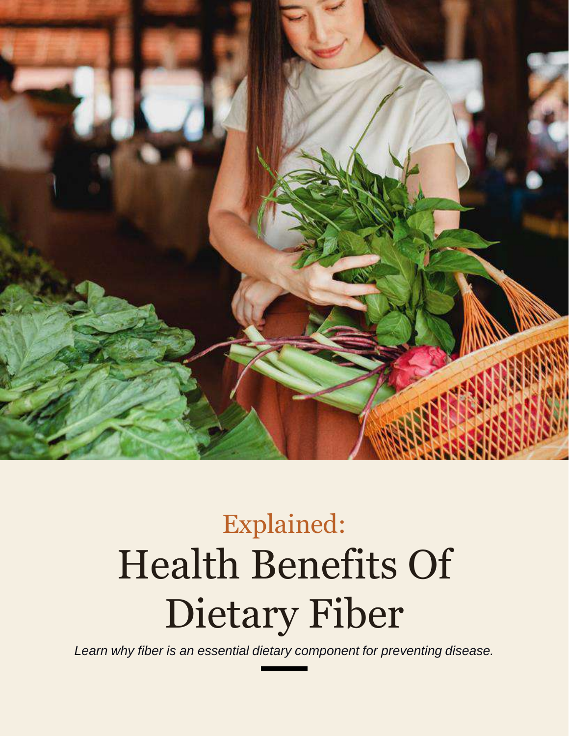Explained:

# Health Benefits Of Dietary Fiber

*Learn why fiber is an essential dietary component for preventing disease.*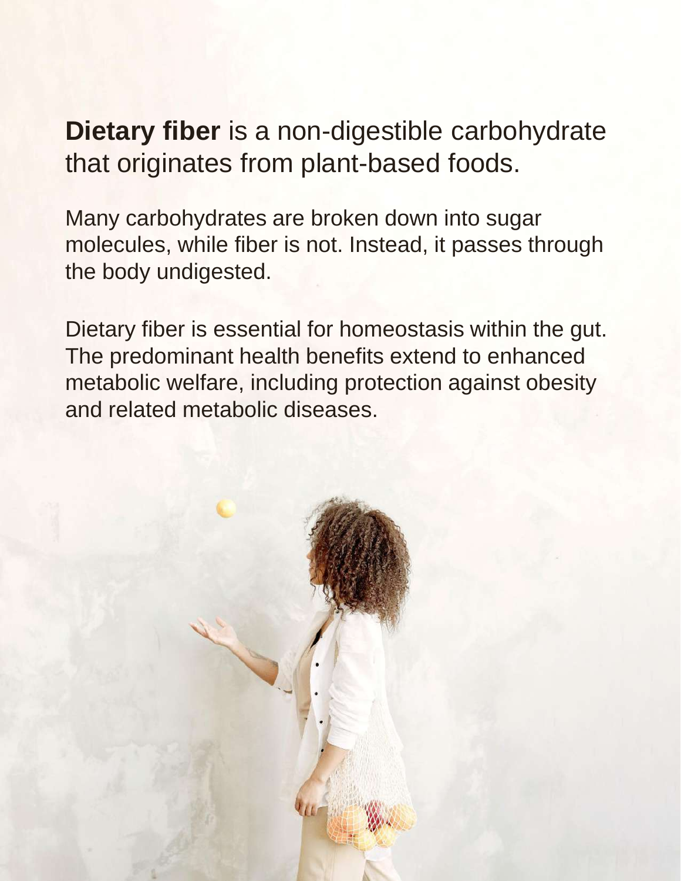**Dietary fiber** is a non-digestible carbohydrate that originates from plant-based foods.

Many carbohydrates are broken down into sugar molecules, while fiber is not. Instead, it passes through the body undigested.

Dietary fiber is essential for homeostasis within the gut. The predominant health benefits extend to enhanced metabolic welfare, including protection against obesity and related metabolic diseases.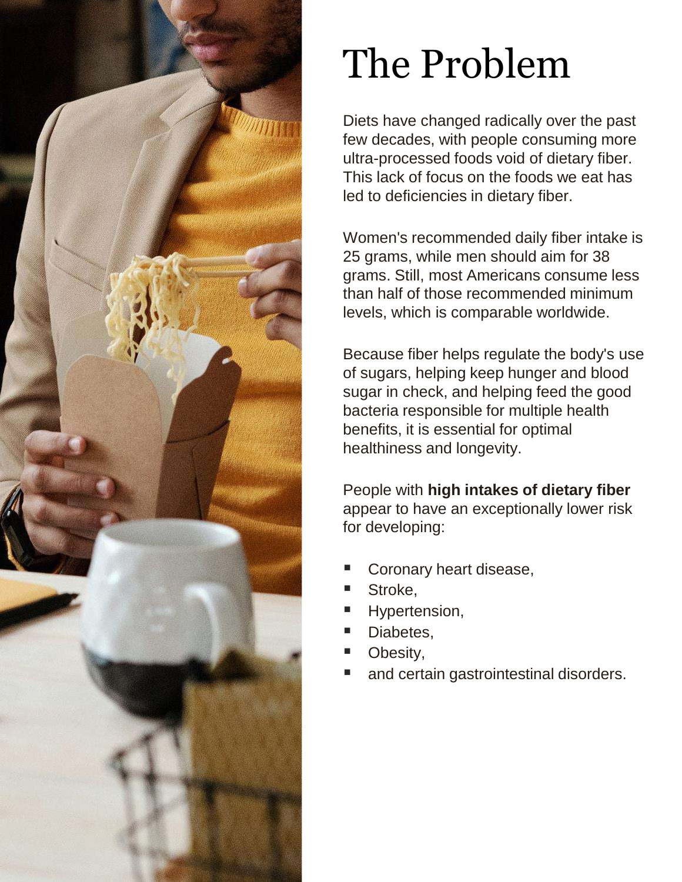# The Problem

Diets have changed radically over the past few decades, with people consuming more ultra-processed foods void of dietary fiber. This lack of focus on the foods we eat has led to deficiencies in dietary fiber.

Women's recommended daily fiber intake is 25 grams, while men should aim for 38 grams. Still, most Americans consume less than half of those recommended minimum levels, which is comparable worldwide.

Because fiber helps regulate the body's use of sugars, helping keep hunger and blood sugar in check, and helping feed the good bacteria responsible for multiple health benefits, it is essential for optimal healthiness and longevity.

People with **high intakes of dietary fiber** appear to have an exceptionally lower risk for developing:

- Coronary heart disease,
- Stroke,
- Hypertension,
- Diabetes,
- Obesity,
- and certain gastrointestinal disorders.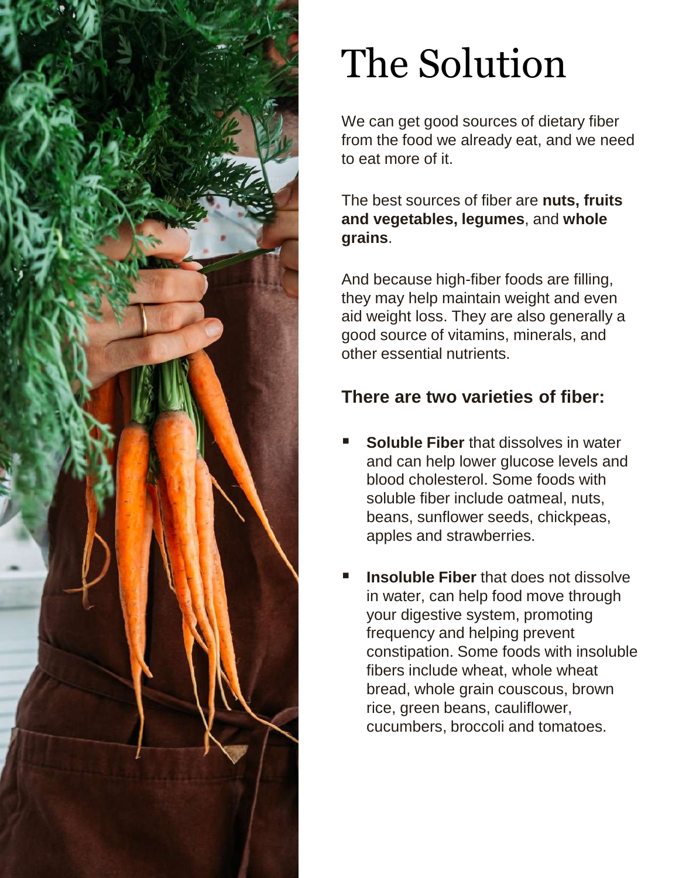# The Solution

We can get good sources of dietary fiber from the food we already eat, and we need to eat more of it.

The best sources of fiber are **nuts, fruits and vegetables, legumes**, and **whole grains**.

And because high-fiber foods are filling, they may help maintain weight and even aid weight loss. They are also generally a good source of vitamins, minerals, and other essential nutrients.

## There are two varieties of fiber:

- **Soluble Fiber** that dissolves in water and can help lower glucose levels and blood cholesterol. Some foods with soluble fiber include oatmeal, nuts, beans, sunflower seeds, chickpeas, apples and strawberries.
- **Insoluble Fiber** that does not dissolve in water, can help food move through your digestive system, promoting frequency and helping prevent constipation. Some foods with insoluble fibers include wheat, whole wheat bread, whole grain couscous, brown rice, green beans, cauliflower, cucumbers, broccoli and tomatoes.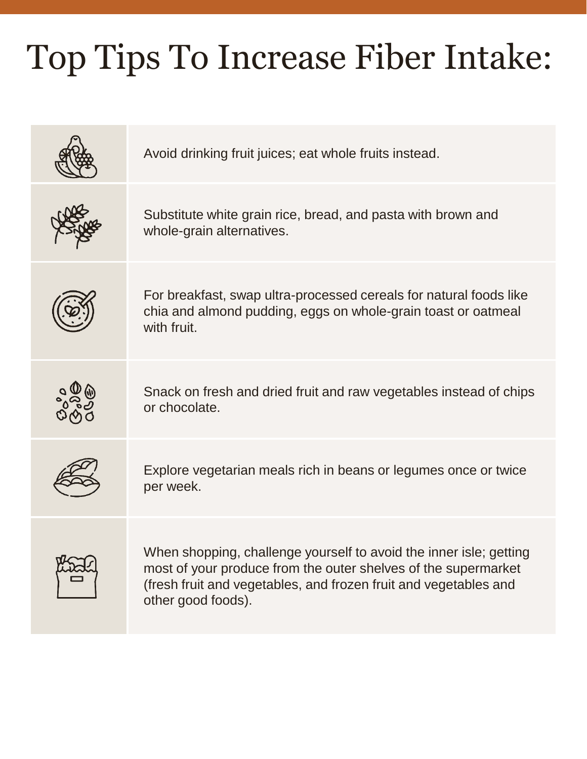# Top Tips To Increase Fiber Intake:

- Avoid drinking fruit juices; eat whole fruits instead.
- Substitute white grain rice, bread, and pasta with brown and whole-grain alternatives.
- For breakfast, swap ultra-processed cereals for natural foods like chia and almond pudding, eggs on whole-grain toast or oatmeal with fruit.
- Snack on fresh and dried fruit and raw vegetables instead of chips or chocolate.
- Explore vegetarian meals rich in beans or legumes once or twice per week.
- When shopping, challenge yourself to avoid the inner isle; getting most of your produce from the outer shelves of the supermarket (fresh fruit and vegetables, and frozen fruit and vegetables and other good foods).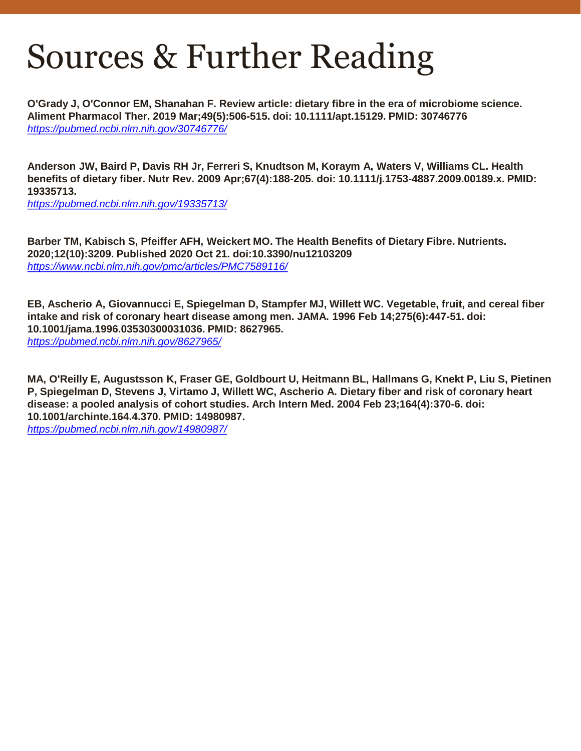# Sources & Further Reading

**O'Grady J, O'Connor EM, Shanahan F. Review article: dietary fibre in the era of microbiome science. Aliment Pharmacol Ther. 2019 Mar;49(5):506-515. doi: 10.1111/apt.15129. PMID: 30746776**
*https://pubmed.ncbi.nlm.nih.gov/30746776/*

**Anderson JW, Baird P, Davis RH Jr, Ferreri S, Knudtson M, Koraym A, Waters V, Williams CL. Health benefits of dietary fiber. Nutr Rev. 2009 Apr;67(4):188-205. doi: 10.1111/j.1753-4887.2009.00189.x. PMID: 19335713.**
*https://pubmed.ncbi.nlm.nih.gov/19335713/*

**Barber TM, Kabisch S, Pfeiffer AFH, Weickert MO. The Health Benefits of Dietary Fibre. Nutrients. 2020;12(10):3209. Published 2020 Oct 21. doi:10.3390/nu12103209**
*https://www.ncbi.nlm.nih.gov/pmc/articles/PMC7589116/*

**EB, Ascherio A, Giovannucci E, Spiegelman D, Stampfer MJ, Willett WC. Vegetable, fruit, and cereal fiber intake and risk of coronary heart disease among men. JAMA. 1996 Feb 14;275(6):447-51. doi: 10.1001/jama.1996.03530300031036. PMID: 8627965.**
*https://pubmed.ncbi.nlm.nih.gov/8627965/*

**MA, O'Reilly E, Augustsson K, Fraser GE, Goldbourt U, Heitmann BL, Hallmans G, Knekt P, Liu S, Pietinen P, Spiegelman D, Stevens J, Virtamo J, Willett WC, Ascherio A. Dietary fiber and risk of coronary heart disease: a pooled analysis of cohort studies. Arch Intern Med. 2004 Feb 23;164(4):370-6. doi: 10.1001/archinte.164.4.370. PMID: 14980987.**
*https://pubmed.ncbi.nlm.nih.gov/14980987/*